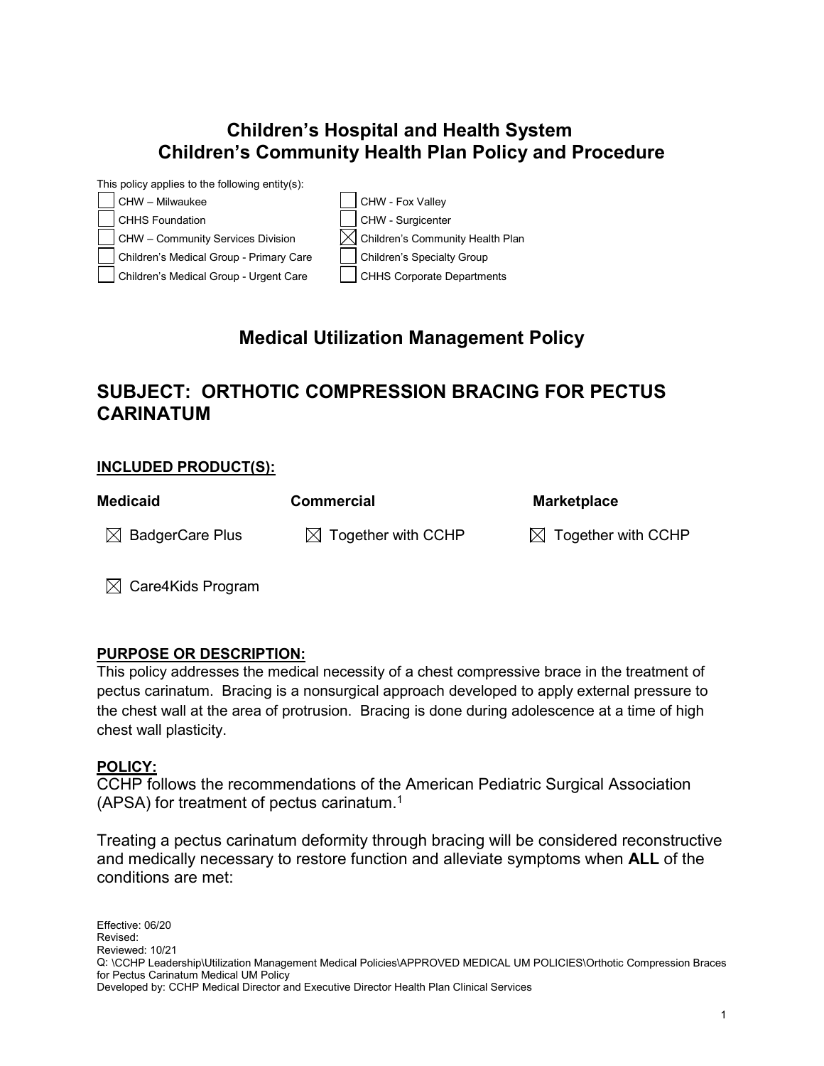# Children's Hospital and Health System
# Children's Community Health Plan Policy and Procedure

This policy applies to the following entity(s):

- [ ] CHW – Milwaukee
- [ ] CHHS Foundation
- [ ] CHW – Community Services Division
- [ ] Children's Medical Group - Primary Care
- [ ] Children's Medical Group - Urgent Care
- [ ] CHW - Fox Valley
- [ ] CHW - Surgicenter
- [x] Children's Community Health Plan
- [ ] Children's Specialty Group
- [ ] CHHS Corporate Departments

## Medical Utilization Management Policy

## SUBJECT: ORTHOTIC COMPRESSION BRACING FOR PECTUS CARINATUM

**INCLUDED PRODUCT(S):**

| Medicaid | Commercial | Marketplace |
|---|---|---|
| ☒ BadgerCare Plus | ☒ Together with CCHP | ☒ Together with CCHP |
| ☒ Care4Kids Program | | |

**PURPOSE OR DESCRIPTION:**

This policy addresses the medical necessity of a chest compressive brace in the treatment of pectus carinatum. Bracing is a nonsurgical approach developed to apply external pressure to the chest wall at the area of protrusion. Bracing is done during adolescence at a time of high chest wall plasticity.

**POLICY:**

CCHP follows the recommendations of the American Pediatric Surgical Association (APSA) for treatment of pectus carinatum.[1]

Treating a pectus carinatum deformity through bracing will be considered reconstructive and medically necessary to restore function and alleviate symptoms when **ALL** of the conditions are met:

Effective: 06/20
Revised:
Reviewed: 10/21
Q: \CCHP Leadership\Utilization Management Medical Policies\APPROVED MEDICAL UM POLICIES\Orthotic Compression Braces for Pectus Carinatum Medical UM Policy
Developed by: CCHP Medical Director and Executive Director Health Plan Clinical Services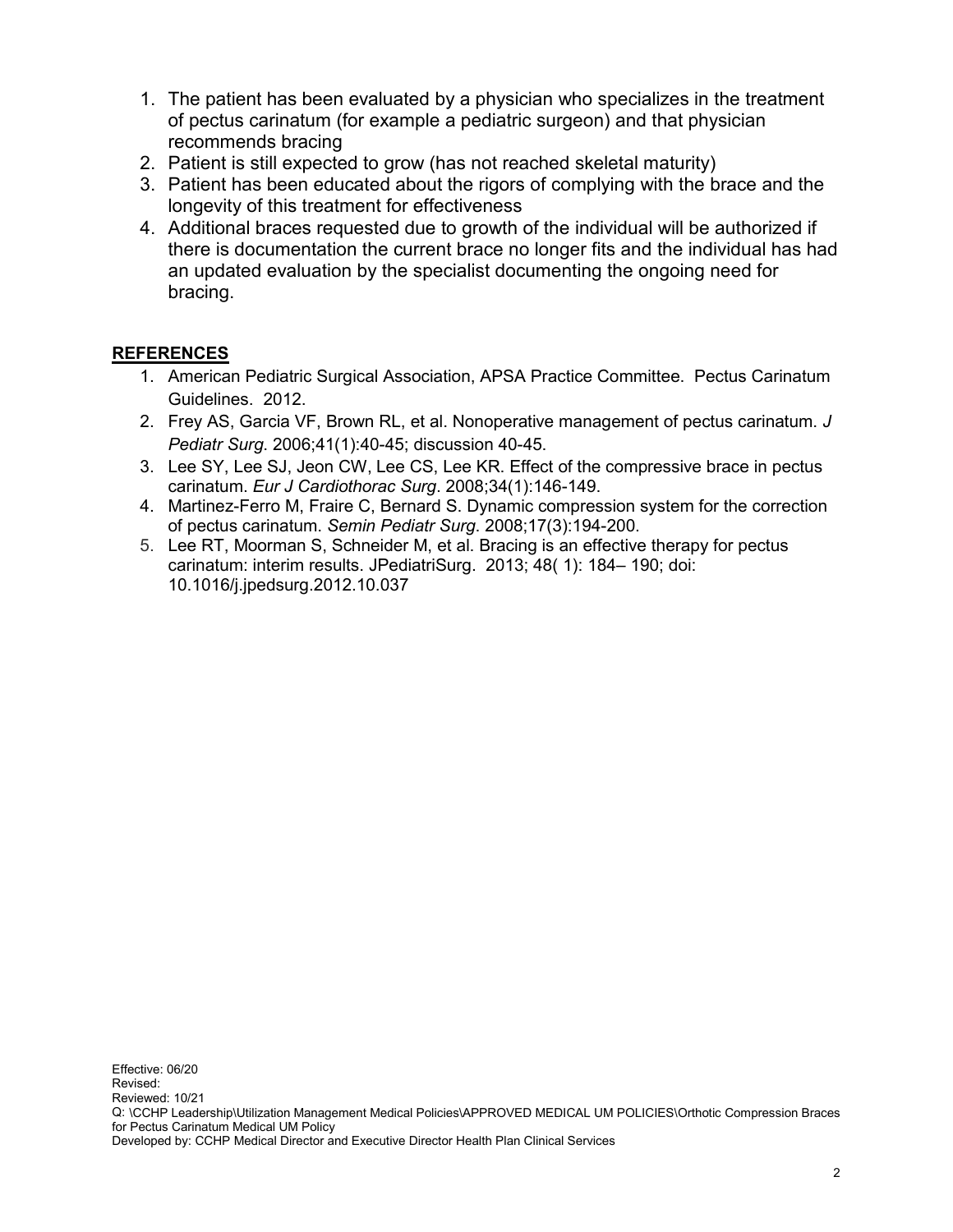1. The patient has been evaluated by a physician who specializes in the treatment of pectus carinatum (for example a pediatric surgeon) and that physician recommends bracing
2. Patient is still expected to grow (has not reached skeletal maturity)
3. Patient has been educated about the rigors of complying with the brace and the longevity of this treatment for effectiveness
4. Additional braces requested due to growth of the individual will be authorized if there is documentation the current brace no longer fits and the individual has had an updated evaluation by the specialist documenting the ongoing need for bracing.

## REFERENCES

1. American Pediatric Surgical Association, APSA Practice Committee. Pectus Carinatum Guidelines. 2012.
2. Frey AS, Garcia VF, Brown RL, et al. Nonoperative management of pectus carinatum. *J Pediatr Surg*. 2006;41(1):40-45; discussion 40-45.
3. Lee SY, Lee SJ, Jeon CW, Lee CS, Lee KR. Effect of the compressive brace in pectus carinatum. *Eur J Cardiothorac Surg*. 2008;34(1):146-149.
4. Martinez-Ferro M, Fraire C, Bernard S. Dynamic compression system for the correction of pectus carinatum. *Semin Pediatr Surg*. 2008;17(3):194-200.
5. Lee RT, Moorman S, Schneider M, et al. Bracing is an effective therapy for pectus carinatum: interim results. JPediatriSurg. 2013; 48( 1): 184– 190; doi: 10.1016/j.jpedsurg.2012.10.037

Effective: 06/20
Revised:
Reviewed: 10/21
Q: \CCHP Leadership\Utilization Management Medical Policies\APPROVED MEDICAL UM POLICIES\Orthotic Compression Braces for Pectus Carinatum Medical UM Policy
Developed by: CCHP Medical Director and Executive Director Health Plan Clinical Services